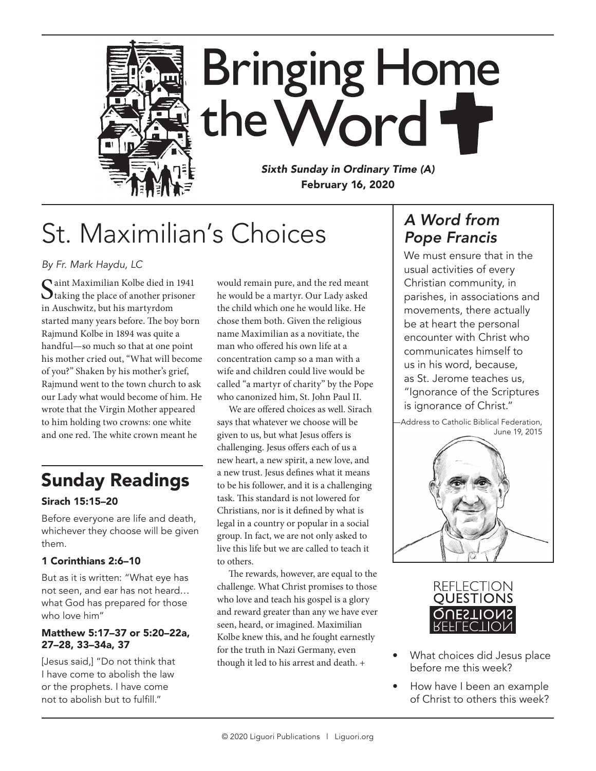# Bringing Home the Word

***Sixth Sunday in Ordinary Time (A)***
**February 16, 2020**

## St. Maximilian's Choices

*By Fr. Mark Haydu, LC*

Saint Maximilian Kolbe died in 1941 taking the place of another prisoner in Auschwitz, but his martyrdom started many years before. The boy born Rajmund Kolbe in 1894 was quite a handful—so much so that at one point his mother cried out, "What will become of you?" Shaken by his mother's grief, Rajmund went to the town church to ask our Lady what would become of him. He wrote that the Virgin Mother appeared to him holding two crowns: one white and one red. The white crown meant he would remain pure, and the red meant he would be a martyr. Our Lady asked the child which one he would like. He chose them both. Given the religious name Maximilian as a novitiate, the man who offered his own life at a concentration camp so a man with a wife and children could live would be called "a martyr of charity" by the Pope who canonized him, St. John Paul II.

We are offered choices as well. Sirach says that whatever we choose will be given to us, but what Jesus offers is challenging. Jesus offers each of us a new heart, a new spirit, a new love, and a new trust. Jesus defines what it means to be his follower, and it is a challenging task. This standard is not lowered for Christians, nor is it defined by what is legal in a country or popular in a social group. In fact, we are not only asked to live this life but we are called to teach it to others.

The rewards, however, are equal to the challenge. What Christ promises to those who love and teach his gospel is a glory and reward greater than any we have ever seen, heard, or imagined. Maximilian Kolbe knew this, and he fought earnestly for the truth in Nazi Germany, even though it led to his arrest and death. +

## Sunday Readings

### Sirach 15:15–20

Before everyone are life and death, whichever they choose will be given them.

### 1 Corinthians 2:6–10

But as it is written: "What eye has not seen, and ear has not heard… what God has prepared for those who love him"

### Matthew 5:17–37 or 5:20–22a, 27–28, 33–34a, 37

[Jesus said,] "Do not think that I have come to abolish the law or the prophets. I have come not to abolish but to fulfill."

## *A Word from Pope Francis*

We must ensure that in the usual activities of every Christian community, in parishes, in associations and movements, there actually be at heart the personal encounter with Christ who communicates himself to us in his word, because, as St. Jerome teaches us, "Ignorance of the Scriptures is ignorance of Christ."

—Address to Catholic Biblical Federation, June 19, 2015

## Reflection Questions

- What choices did Jesus place before me this week?
- How have I been an example of Christ to others this week?

© 2020 Liguori Publications | Liguori.org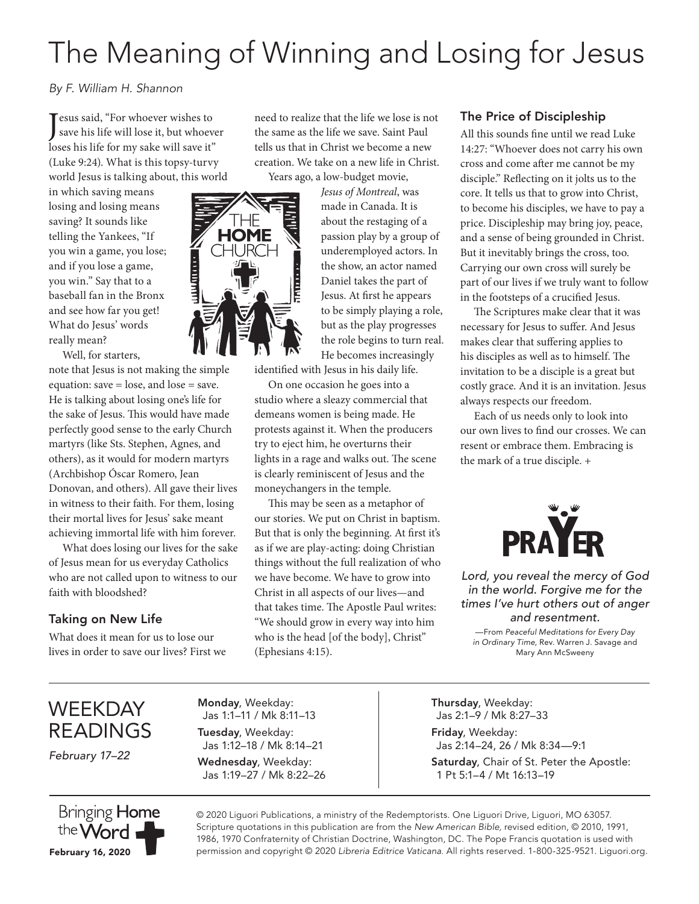# The Meaning of Winning and Losing for Jesus

*By F. William H. Shannon*

Jesus said, "For whoever wishes to save his life will lose it, but whoever loses his life for my sake will save it" (Luke 9:24). What is this topsy-turvy world Jesus is talking about, this world in which saving means losing and losing means saving? It sounds like telling the Yankees, "If you win a game, you lose; and if you lose a game, you win." Say that to a baseball fan in the Bronx and see how far you get! What do Jesus' words really mean?

Well, for starters, note that Jesus is not making the simple equation: save = lose, and lose = save. He is talking about losing one's life for the sake of Jesus. This would have made perfectly good sense to the early Church martyrs (like Sts. Stephen, Agnes, and others), as it would for modern martyrs (Archbishop Óscar Romero, Jean Donovan, and others). All gave their lives in witness to their faith. For them, losing their mortal lives for Jesus' sake meant achieving immortal life with him forever.

What does losing our lives for the sake of Jesus mean for us everyday Catholics who are not called upon to witness to our faith with bloodshed?

### Taking on New Life

What does it mean for us to lose our lives in order to save our lives? First we need to realize that the life we lose is not the same as the life we save. Saint Paul tells us that in Christ we become a new creation. We take on a new life in Christ.

Years ago, a low-budget movie, *Jesus of Montreal*, was made in Canada. It is about the restaging of a passion play by a group of underemployed actors. In the show, an actor named Daniel takes the part of Jesus. At first he appears to be simply playing a role, but as the play progresses the role begins to turn real. He becomes increasingly identified with Jesus in his daily life.

On one occasion he goes into a studio where a sleazy commercial that demeans women is being made. He protests against it. When the producers try to eject him, he overturns their lights in a rage and walks out. The scene is clearly reminiscent of Jesus and the moneychangers in the temple.

This may be seen as a metaphor of our stories. We put on Christ in baptism. But that is only the beginning. At first it's as if we are play-acting: doing Christian things without the full realization of who we have become. We have to grow into Christ in all aspects of our lives—and that takes time. The Apostle Paul writes: "We should grow in every way into him who is the head [of the body], Christ" (Ephesians 4:15).

### The Price of Discipleship

All this sounds fine until we read Luke 14:27: "Whoever does not carry his own cross and come after me cannot be my disciple." Reflecting on it jolts us to the core. It tells us that to grow into Christ, to become his disciples, we have to pay a price. Discipleship may bring joy, peace, and a sense of being grounded in Christ. But it inevitably brings the cross, too. Carrying our own cross will surely be part of our lives if we truly want to follow in the footsteps of a crucified Jesus.

The Scriptures make clear that it was necessary for Jesus to suffer. And Jesus makes clear that suffering applies to his disciples as well as to himself. The invitation to be a disciple is a great but costly grace. And it is an invitation. Jesus always respects our freedom.

Each of us needs only to look into our own lives to find our crosses. We can resent or embrace them. Embracing is the mark of a true disciple. +

## PRAYER

*Lord, you reveal the mercy of God in the world. Forgive me for the times I've hurt others out of anger and resentment.*

—From *Peaceful Meditations for Every Day in Ordinary Time*, Rev. Warren J. Savage and Mary Ann McSweeny

## WEEKDAY READINGS

*February 17–22*

**Monday**, Weekday: Jas 1:1–11 / Mk 8:11–13

**Tuesday**, Weekday: Jas 1:12–18 / Mk 8:14–21

**Wednesday**, Weekday: Jas 1:19–27 / Mk 8:22–26

**Thursday**, Weekday: Jas 2:1–9 / Mk 8:27–33

**Friday**, Weekday: Jas 2:14–24, 26 / Mk 8:34—9:1

**Saturday**, Chair of St. Peter the Apostle: 1 Pt 5:1–4 / Mt 16:13–19

Bringing Home the Word
February 16, 2020

© 2020 Liguori Publications, a ministry of the Redemptorists. One Liguori Drive, Liguori, MO 63057. Scripture quotations in this publication are from the *New American Bible*, revised edition, © 2010, 1991, 1986, 1970 Confraternity of Christian Doctrine, Washington, DC. The Pope Francis quotation is used with permission and copyright © 2020 *Libreria Editrice Vaticana*. All rights reserved. 1-800-325-9521. Liguori.org.